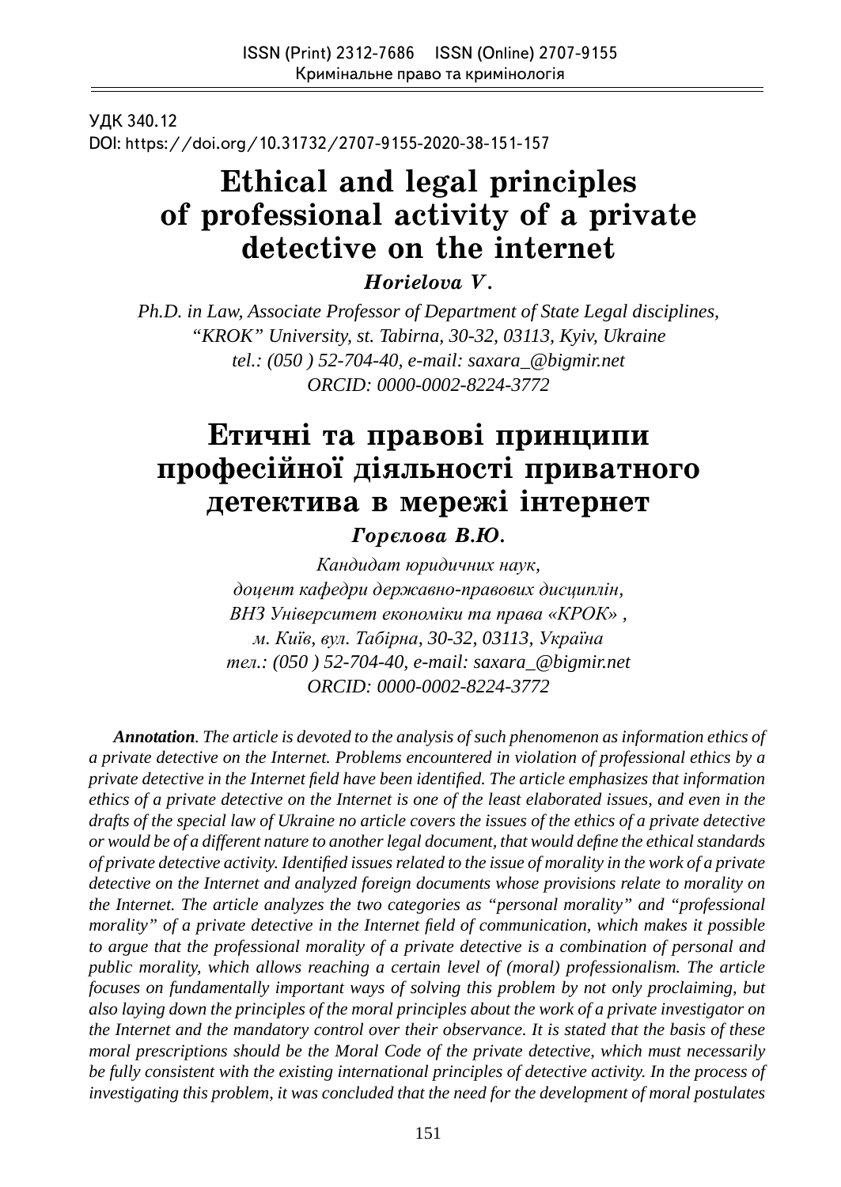УДК 340.12
DOI: https://doi.org/10.31732/2707-9155-2020-38-151-157

# Ethical and legal principles of professional activity of a private detective on the internet

***Horielova V.***

*Ph.D. in Law, Associate Professor of Department of State Legal disciplines, "KROK" University, st. Tabirna, 30-32, 03113, Kyiv, Ukraine*
*tel.: (050 ) 52-704-40, e-mail: saxara_@bigmir.net*
*ORCID: 0000-0002-8224-3772*

# Етичні та правові принципи професійної діяльності приватного детектива в мережі інтернет

***Горєлова В.Ю.***

*Кандидат юридичних наук,*
*доцент кафедри державно-правових дисциплін,*
*ВНЗ Університет економіки та права «КРОК» ,*
*м. Київ, вул. Табірна, 30-32, 03113, Україна*
*тел.: (050 ) 52-704-40, e-mail: saxara_@bigmir.net*
*ORCID: 0000-0002-8224-3772*

***Annotation****. The article is devoted to the analysis of such phenomenon as information ethics of a private detective on the Internet. Problems encountered in violation of professional ethics by a private detective in the Internet field have been identified. The article emphasizes that information ethics of a private detective on the Internet is one of the least elaborated issues, and even in the drafts of the special law of Ukraine no article covers the issues of the ethics of a private detective or would be of a different nature to another legal document, that would define the ethical standards of private detective activity. Identified issues related to the issue of morality in the work of a private detective on the Internet and analyzed foreign documents whose provisions relate to morality on the Internet. The article analyzes the two categories as "personal morality" and "professional morality" of a private detective in the Internet field of communication, which makes it possible to argue that the professional morality of a private detective is a combination of personal and public morality, which allows reaching a certain level of (moral) professionalism. The article focuses on fundamentally important ways of solving this problem by not only proclaiming, but also laying down the principles of the moral principles about the work of a private investigator on the Internet and the mandatory control over their observance. It is stated that the basis of these moral prescriptions should be the Moral Code of the private detective, which must necessarily be fully consistent with the existing international principles of detective activity. In the process of investigating this problem, it was concluded that the need for the development of moral postulates*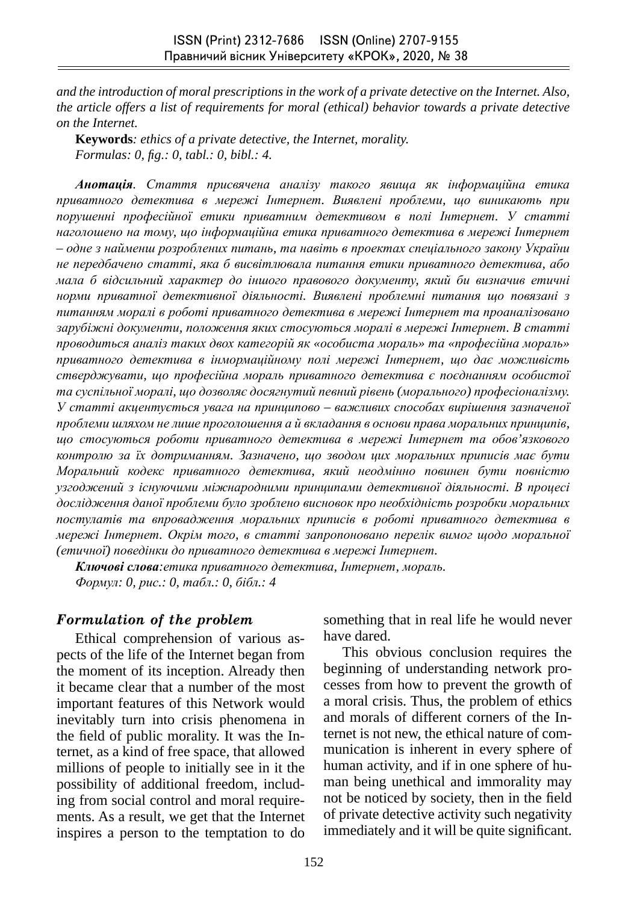*and the introduction of moral prescriptions in the work of a private detective on the Internet. Also, the article offers a list of requirements for moral (ethical) behavior towards a private detective on the Internet.*

**Keywords***: ethics of a private detective, the Internet, morality.*

*Formulas: 0, fig.: 0, tabl.: 0, bibl.: 4.*

***Анотація****. Стаття присвячена аналізу такого явища як інформаційна етика приватного детектива в мережі Інтернет. Виявлені проблеми, що виникають при порушенні професійної етики приватним детективом в полі Інтернет. У статті наголошено на тому, що інформаційна етика приватного детектива в мережі Інтернет – одне з найменш розроблених питань, та навіть в проектах спеціального закону України не передбачено статті, яка б висвітлювала питання етики приватного детектива, або мала б відсильний характер до іншого правового документу, який би визначив етичні норми приватної детективної діяльності. Виявлені проблемні питання що повязані з питанням моралі в роботі приватного детектива в мережі Інтернет та проаналізовано зарубіжні документи, положення яких стосуються моралі в мережі Інтернет. В статті проводиться аналіз таких двох категорій як «особиста мораль» та «професійна мораль» приватного детектива в інмормаційному полі мережі Інтернет, що дає можливість стверджувати, що професійна мораль приватного детектива є поєднанням особистої та суспільної моралі, що дозволяє досягнутий певний рівень (морального) професіоналізму. У статті акцентується увага на принципово – важливих способах вирішення зазначеної проблеми шляхом не лише проголошення а й вкладання в основи права моральних принципів, що стосуються роботи приватного детектива в мережі Інтернет та обов'язкового контролю за їх дотриманням. Зазначено, що зводом цих моральних приписів має бути Моральний кодекс приватного детектива, який неодмінно повинен бути повністю узгоджений з існуючими міжнародними принципами детективної діяльності. В процесі дослідження даної проблеми було зроблено висновок про необхідність розробки моральних постулатів та впровадження моральних приписів в роботі приватного детектива в мережі Інтернет. Окрім того, в статті запропоновано перелік вимог щодо моральної (етичної) поведінки до приватного детектива в мережі Інтернет.*

***Ключові слова****:етика приватного детектива, Інтернет, мораль.*

*Формул: 0, рис.: 0, табл.: 0, бібл.: 4*

## *Formulation of the problem*

Ethical comprehension of various aspects of the life of the Internet began from the moment of its inception. Already then it became clear that a number of the most important features of this Network would inevitably turn into crisis phenomena in the field of public morality. It was the Internet, as a kind of free space, that allowed millions of people to initially see in it the possibility of additional freedom, including from social control and moral requirements. As a result, we get that the Internet inspires a person to the temptation to do something that in real life he would never have dared.

This obvious conclusion requires the beginning of understanding network processes from how to prevent the growth of a moral crisis. Thus, the problem of ethics and morals of different corners of the Internet is not new, the ethical nature of communication is inherent in every sphere of human activity, and if in one sphere of human being unethical and immorality may not be noticed by society, then in the field of private detective activity such negativity immediately and it will be quite significant.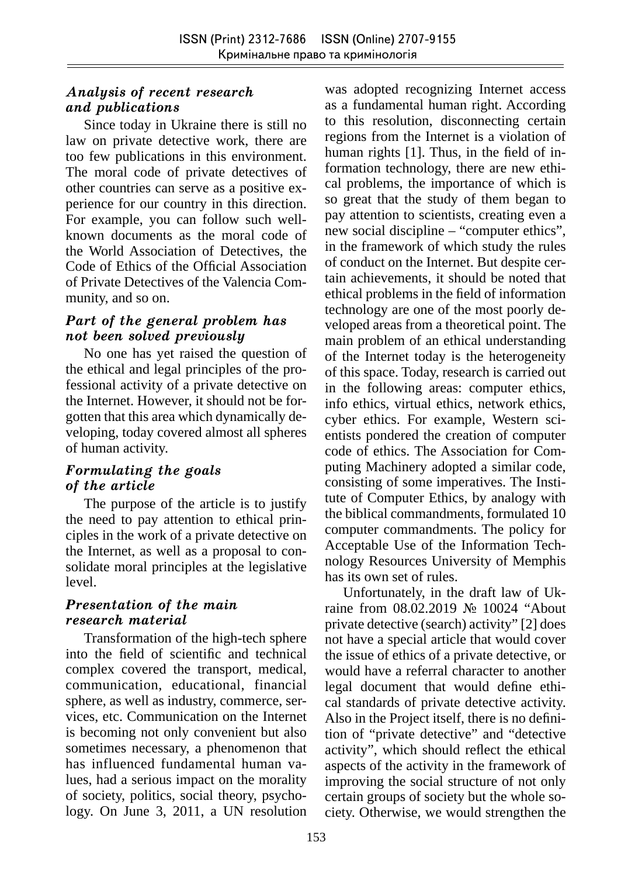### *Analysis of recent research and publications*

Since today in Ukraine there is still no law on private detective work, there are too few publications in this environment. The moral code of private detectives of other countries can serve as a positive experience for our country in this direction. For example, you can follow such well-known documents as the moral code of the World Association of Detectives, the Code of Ethics of the Official Association of Private Detectives of the Valencia Community, and so on.

### *Part of the general problem has not been solved previously*

No one has yet raised the question of the ethical and legal principles of the professional activity of a private detective on the Internet. However, it should not be forgotten that this area which dynamically developing, today covered almost all spheres of human activity.

### *Formulating the goals of the article*

The purpose of the article is to justify the need to pay attention to ethical principles in the work of a private detective on the Internet, as well as a proposal to consolidate moral principles at the legislative level.

### *Presentation of the main research material*

Transformation of the high-tech sphere into the field of scientific and technical complex covered the transport, medical, communication, educational, financial sphere, as well as industry, commerce, services, etc. Communication on the Internet is becoming not only convenient but also sometimes necessary, a phenomenon that has influenced fundamental human values, had a serious impact on the morality of society, politics, social theory, psychology. On June 3, 2011, a UN resolution was adopted recognizing Internet access as a fundamental human right. According to this resolution, disconnecting certain regions from the Internet is a violation of human rights [1]. Thus, in the field of information technology, there are new ethical problems, the importance of which is so great that the study of them began to pay attention to scientists, creating even a new social discipline – "computer ethics", in the framework of which study the rules of conduct on the Internet. But despite certain achievements, it should be noted that ethical problems in the field of information technology are one of the most poorly developed areas from a theoretical point. The main problem of an ethical understanding of the Internet today is the heterogeneity of this space. Today, research is carried out in the following areas: computer ethics, info ethics, virtual ethics, network ethics, cyber ethics. For example, Western scientists pondered the creation of computer code of ethics. The Association for Computing Machinery adopted a similar code, consisting of some imperatives. The Institute of Computer Ethics, by analogy with the biblical commandments, formulated 10 computer commandments. The policy for Acceptable Use of the Information Technology Resources University of Memphis has its own set of rules.

Unfortunately, in the draft law of Ukraine from 08.02.2019 № 10024 "About private detective (search) activity" [2] does not have a special article that would cover the issue of ethics of a private detective, or would have a referral character to another legal document that would define ethical standards of private detective activity. Also in the Project itself, there is no definition of "private detective" and "detective activity", which should reflect the ethical aspects of the activity in the framework of improving the social structure of not only certain groups of society but the whole society. Otherwise, we would strengthen the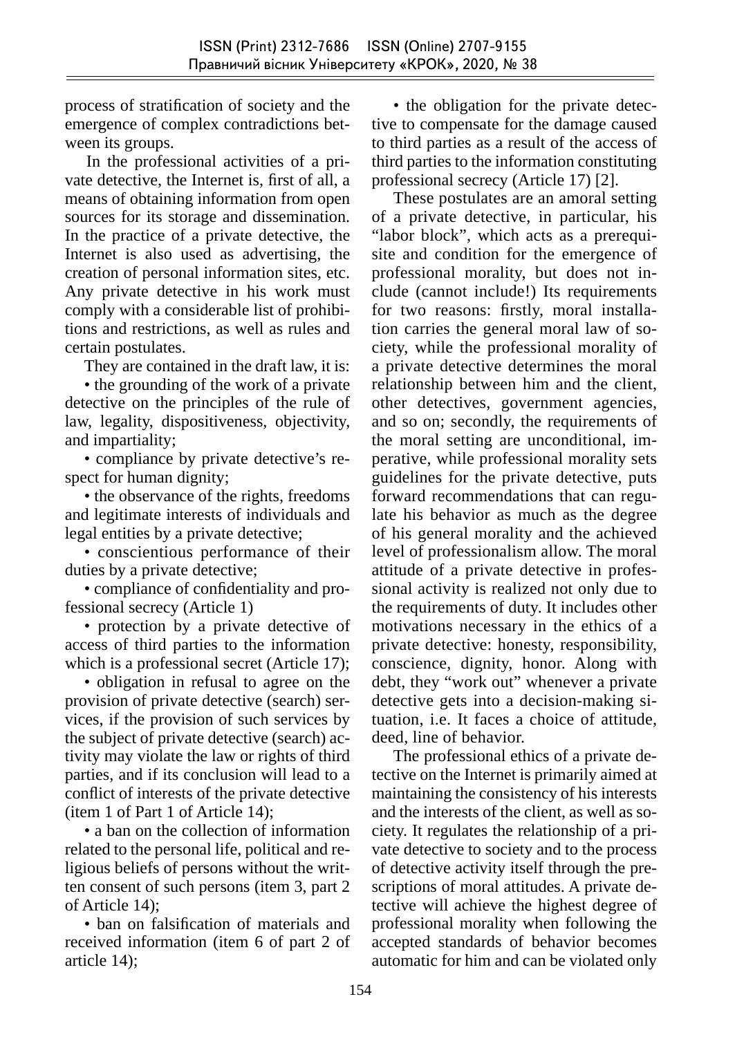process of stratification of society and the emergence of complex contradictions between its groups.

In the professional activities of a private detective, the Internet is, first of all, a means of obtaining information from open sources for its storage and dissemination. In the practice of a private detective, the Internet is also used as advertising, the creation of personal information sites, etc. Any private detective in his work must comply with a considerable list of prohibitions and restrictions, as well as rules and certain postulates.

They are contained in the draft law, it is:

• the grounding of the work of a private detective on the principles of the rule of law, legality, dispositiveness, objectivity, and impartiality;

• compliance by private detective's respect for human dignity;

• the observance of the rights, freedoms and legitimate interests of individuals and legal entities by a private detective;

• conscientious performance of their duties by a private detective;

• compliance of confidentiality and professional secrecy (Article 1)

• protection by a private detective of access of third parties to the information which is a professional secret (Article 17);

• obligation in refusal to agree on the provision of private detective (search) services, if the provision of such services by the subject of private detective (search) activity may violate the law or rights of third parties, and if its conclusion will lead to a conflict of interests of the private detective (item 1 of Part 1 of Article 14);

• a ban on the collection of information related to the personal life, political and religious beliefs of persons without the written consent of such persons (item 3, part 2 of Article 14);

• ban on falsification of materials and received information (item 6 of part 2 of article 14);

• the obligation for the private detective to compensate for the damage caused to third parties as a result of the access of third parties to the information constituting professional secrecy (Article 17) [2].

These postulates are an amoral setting of a private detective, in particular, his "labor block", which acts as a prerequisite and condition for the emergence of professional morality, but does not include (cannot include!) Its requirements for two reasons: firstly, moral installation carries the general moral law of society, while the professional morality of a private detective determines the moral relationship between him and the client, other detectives, government agencies, and so on; secondly, the requirements of the moral setting are unconditional, imperative, while professional morality sets guidelines for the private detective, puts forward recommendations that can regulate his behavior as much as the degree of his general morality and the achieved level of professionalism allow. The moral attitude of a private detective in professional activity is realized not only due to the requirements of duty. It includes other motivations necessary in the ethics of a private detective: honesty, responsibility, conscience, dignity, honor. Along with debt, they "work out" whenever a private detective gets into a decision-making situation, i.e. It faces a choice of attitude, deed, line of behavior.

The professional ethics of a private detective on the Internet is primarily aimed at maintaining the consistency of his interests and the interests of the client, as well as society. It regulates the relationship of a private detective to society and to the process of detective activity itself through the prescriptions of moral attitudes. A private detective will achieve the highest degree of professional morality when following the accepted standards of behavior becomes automatic for him and can be violated only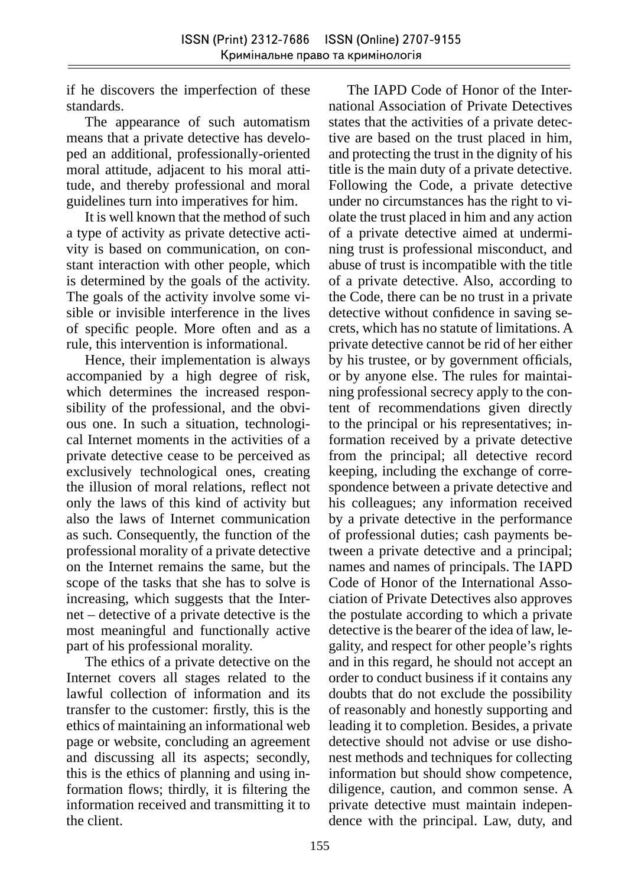if he discovers the imperfection of these standards.

The appearance of such automatism means that a private detective has developed an additional, professionally-oriented moral attitude, adjacent to his moral attitude, and thereby professional and moral guidelines turn into imperatives for him.

It is well known that the method of such a type of activity as private detective activity is based on communication, on constant interaction with other people, which is determined by the goals of the activity. The goals of the activity involve some visible or invisible interference in the lives of specific people. More often and as a rule, this intervention is informational.

Hence, their implementation is always accompanied by a high degree of risk, which determines the increased responsibility of the professional, and the obvious one. In such a situation, technological Internet moments in the activities of a private detective cease to be perceived as exclusively technological ones, creating the illusion of moral relations, reflect not only the laws of this kind of activity but also the laws of Internet communication as such. Consequently, the function of the professional morality of a private detective on the Internet remains the same, but the scope of the tasks that she has to solve is increasing, which suggests that the Internet – detective of a private detective is the most meaningful and functionally active part of his professional morality.

The ethics of a private detective on the Internet covers all stages related to the lawful collection of information and its transfer to the customer: firstly, this is the ethics of maintaining an informational web page or website, concluding an agreement and discussing all its aspects; secondly, this is the ethics of planning and using information flows; thirdly, it is filtering the information received and transmitting it to the client.

The IAPD Code of Honor of the International Association of Private Detectives states that the activities of a private detective are based on the trust placed in him, and protecting the trust in the dignity of his title is the main duty of a private detective. Following the Code, a private detective under no circumstances has the right to violate the trust placed in him and any action of a private detective aimed at undermining trust is professional misconduct, and abuse of trust is incompatible with the title of a private detective. Also, according to the Code, there can be no trust in a private detective without confidence in saving secrets, which has no statute of limitations. A private detective cannot be rid of her either by his trustee, or by government officials, or by anyone else. The rules for maintaining professional secrecy apply to the content of recommendations given directly to the principal or his representatives; information received by a private detective from the principal; all detective record keeping, including the exchange of correspondence between a private detective and his colleagues; any information received by a private detective in the performance of professional duties; cash payments between a private detective and a principal; names and names of principals. The IAPD Code of Honor of the International Association of Private Detectives also approves the postulate according to which a private detective is the bearer of the idea of law, legality, and respect for other people's rights and in this regard, he should not accept an order to conduct business if it contains any doubts that do not exclude the possibility of reasonably and honestly supporting and leading it to completion. Besides, a private detective should not advise or use dishonest methods and techniques for collecting information but should show competence, diligence, caution, and common sense. A private detective must maintain independence with the principal. Law, duty, and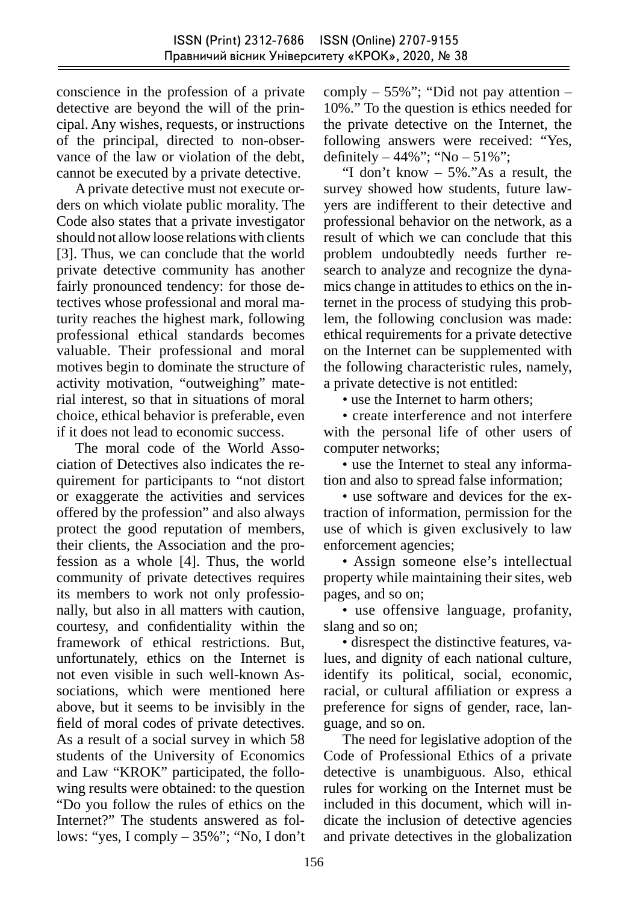conscience in the profession of a private detective are beyond the will of the principal. Any wishes, requests, or instructions of the principal, directed to non-observance of the law or violation of the debt, cannot be executed by a private detective.

A private detective must not execute orders on which violate public morality. The Code also states that a private investigator should not allow loose relations with clients [3]. Thus, we can conclude that the world private detective community has another fairly pronounced tendency: for those detectives whose professional and moral maturity reaches the highest mark, following professional ethical standards becomes valuable. Their professional and moral motives begin to dominate the structure of activity motivation, "outweighing" material interest, so that in situations of moral choice, ethical behavior is preferable, even if it does not lead to economic success.

The moral code of the World Association of Detectives also indicates the requirement for participants to "not distort or exaggerate the activities and services offered by the profession" and also always protect the good reputation of members, their clients, the Association and the profession as a whole [4]. Thus, the world community of private detectives requires its members to work not only professionally, but also in all matters with caution, courtesy, and confidentiality within the framework of ethical restrictions. But, unfortunately, ethics on the Internet is not even visible in such well-known Associations, which were mentioned here above, but it seems to be invisibly in the field of moral codes of private detectives. As a result of a social survey in which 58 students of the University of Economics and Law "KROK" participated, the following results were obtained: to the question "Do you follow the rules of ethics on the Internet?" The students answered as follows: "yes, I comply – 35%"; "No, I don't comply – 55%"; "Did not pay attention – 10%." To the question is ethics needed for the private detective on the Internet, the following answers were received: "Yes, definitely – 44%"; "No – 51%";

"I don't know – 5%."As a result, the survey showed how students, future lawyers are indifferent to their detective and professional behavior on the network, as a result of which we can conclude that this problem undoubtedly needs further research to analyze and recognize the dynamics change in attitudes to ethics on the internet in the process of studying this problem, the following conclusion was made: ethical requirements for a private detective on the Internet can be supplemented with the following characteristic rules, namely, a private detective is not entitled:

- use the Internet to harm others;
- create interference and not interfere with the personal life of other users of computer networks;
- use the Internet to steal any information and also to spread false information;
- use software and devices for the extraction of information, permission for the use of which is given exclusively to law enforcement agencies;
- Assign someone else's intellectual property while maintaining their sites, web pages, and so on;
- use offensive language, profanity, slang and so on;
- disrespect the distinctive features, values, and dignity of each national culture, identify its political, social, economic, racial, or cultural affiliation or express a preference for signs of gender, race, language, and so on.

The need for legislative adoption of the Code of Professional Ethics of a private detective is unambiguous. Also, ethical rules for working on the Internet must be included in this document, which will indicate the inclusion of detective agencies and private detectives in the globalization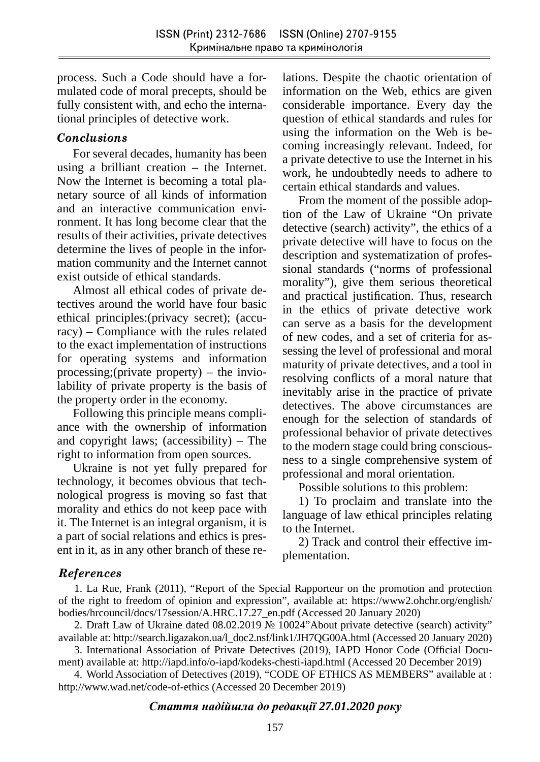process. Such a Code should have a formulated code of moral precepts, should be fully consistent with, and echo the international principles of detective work.

### *Conclusions*

For several decades, humanity has been using a brilliant creation – the Internet. Now the Internet is becoming a total planetary source of all kinds of information and an interactive communication environment. It has long become clear that the results of their activities, private detectives determine the lives of people in the information community and the Internet cannot exist outside of ethical standards.

Almost all ethical codes of private detectives around the world have four basic ethical principles:(privacy secret); (accuracy) – Compliance with the rules related to the exact implementation of instructions for operating systems and information processing;(private property) – the inviolability of private property is the basis of the property order in the economy.

Following this principle means compliance with the ownership of information and copyright laws; (accessibility) – The right to information from open sources.

Ukraine is not yet fully prepared for technology, it becomes obvious that technological progress is moving so fast that morality and ethics do not keep pace with it. The Internet is an integral organism, it is a part of social relations and ethics is present in it, as in any other branch of these relations. Despite the chaotic orientation of information on the Web, ethics are given considerable importance. Every day the question of ethical standards and rules for using the information on the Web is becoming increasingly relevant. Indeed, for a private detective to use the Internet in his work, he undoubtedly needs to adhere to certain ethical standards and values.

From the moment of the possible adoption of the Law of Ukraine "On private detective (search) activity", the ethics of a private detective will have to focus on the description and systematization of professional standards ("norms of professional morality"), give them serious theoretical and practical justification. Thus, research in the ethics of private detective work can serve as a basis for the development of new codes, and a set of criteria for assessing the level of professional and moral maturity of private detectives, and a tool in resolving conflicts of a moral nature that inevitably arise in the practice of private detectives. The above circumstances are enough for the selection of standards of professional behavior of private detectives to the modern stage could bring consciousness to a single comprehensive system of professional and moral orientation.

Possible solutions to this problem:

1) To proclaim and translate into the language of law ethical principles relating to the Internet.

2) Track and control their effective implementation.

### *References*

1. La Rue, Frank (2011), "Report of the Special Rapporteur on the promotion and protection of the right to freedom of opinion and expression", available at: https://www2.ohchr.org/english/bodies/hrcouncil/docs/17session/A.HRC.17.27_en.pdf (Accessed 20 January 2020)

2. Draft Law of Ukraine dated 08.02.2019 № 10024"About private detective (search) activity" available at: http://search.ligazakon.ua/l_doc2.nsf/link1/JH7QG00A.html (Accessed 20 January 2020)

3. International Association of Private Detectives (2019), IAPD Honor Code (Official Document) available at: http://iapd.info/o-iapd/kodeks-chesti-iapd.html (Accessed 20 December 2019)

4. World Association of Detectives (2019), "CODE OF ETHICS AS MEMBERS" available at : http://www.wad.net/code-of-ethics (Accessed 20 December 2019)

***Стаття надійшла до редакції 27.01.2020 року***